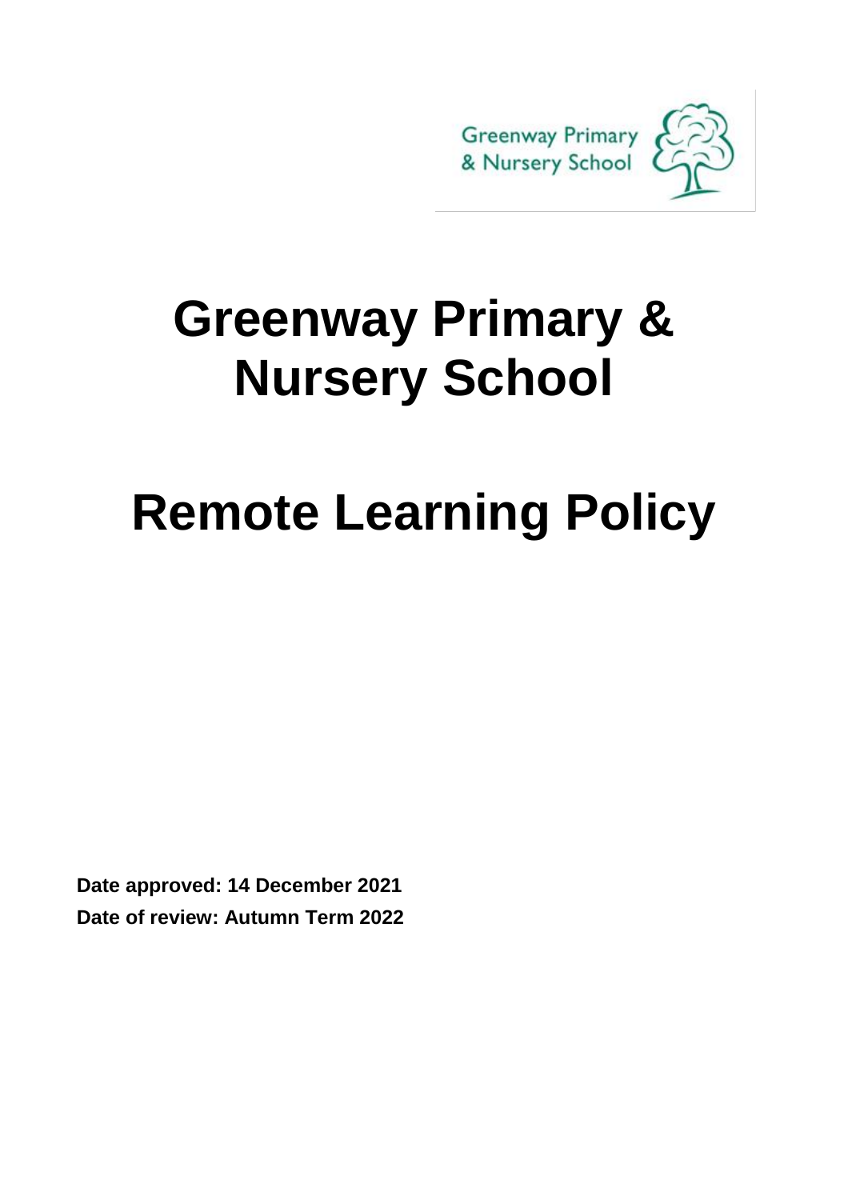Greenway Primary & Nursery School

# Greenway Primary & Nursery School

# Remote Learning Policy

**Date approved: 14 December 2021**

**Date of review: Autumn Term 2022**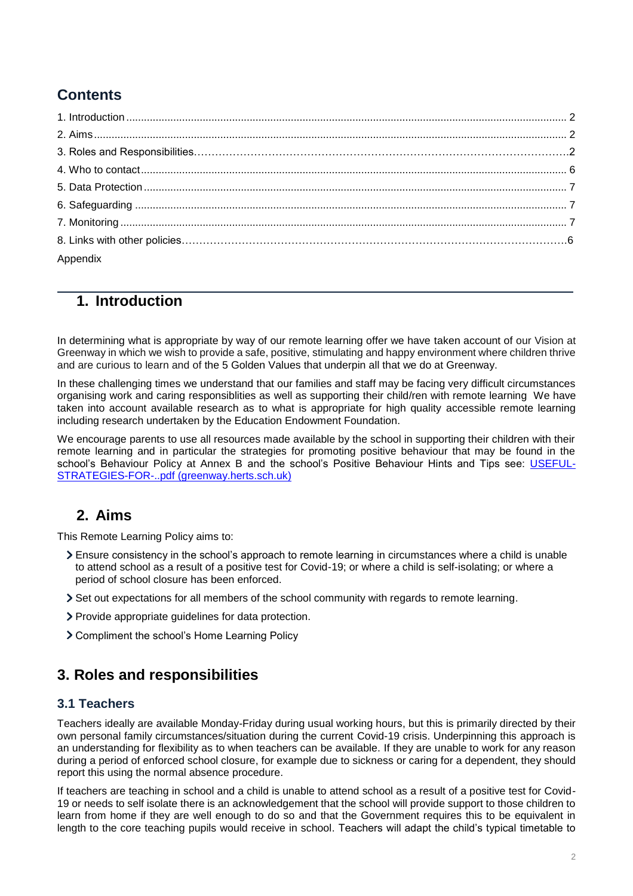## Contents

1. Introduction .......... 2
2. Aims .......... 2
3. Roles and Responsibilities .......... 2
4. Who to contact .......... 6
5. Data Protection .......... 7
6. Safeguarding .......... 7
7. Monitoring .......... 7
8. Links with other policies .......... 6

Appendix

## 1. Introduction

In determining what is appropriate by way of our remote learning offer we have taken account of our Vision at Greenway in which we wish to provide a safe, positive, stimulating and happy environment where children thrive and are curious to learn and of the 5 Golden Values that underpin all that we do at Greenway.

In these challenging times we understand that our families and staff may be facing very difficult circumstances organising work and caring responsiblities as well as supporting their child/ren with remote learning We have taken into account available research as to what is appropriate for high quality accessible remote learning including research undertaken by the Education Endowment Foundation.

We encourage parents to use all resources made available by the school in supporting their children with their remote learning and in particular the strategies for promoting positive behaviour that may be found in the school's Behaviour Policy at Annex B and the school's Positive Behaviour Hints and Tips see: USEFUL-STRATEGIES-FOR-..pdf (greenway.herts.sch.uk)

## 2. Aims

This Remote Learning Policy aims to:

- Ensure consistency in the school's approach to remote learning in circumstances where a child is unable to attend school as a result of a positive test for Covid-19; or where a child is self-isolating; or where a period of school closure has been enforced.
- Set out expectations for all members of the school community with regards to remote learning.
- Provide appropriate guidelines for data protection.
- Compliment the school's Home Learning Policy

## 3. Roles and responsibilities

### 3.1 Teachers

Teachers ideally are available Monday-Friday during usual working hours, but this is primarily directed by their own personal family circumstances/situation during the current Covid-19 crisis. Underpinning this approach is an understanding for flexibility as to when teachers can be available. If they are unable to work for any reason during a period of enforced school closure, for example due to sickness or caring for a dependent, they should report this using the normal absence procedure.

If teachers are teaching in school and a child is unable to attend school as a result of a positive test for Covid-19 or needs to self isolate there is an acknowledgement that the school will provide support to those children to learn from home if they are well enough to do so and that the Government requires this to be equivalent in length to the core teaching pupils would receive in school. Teachers will adapt the child's typical timetable to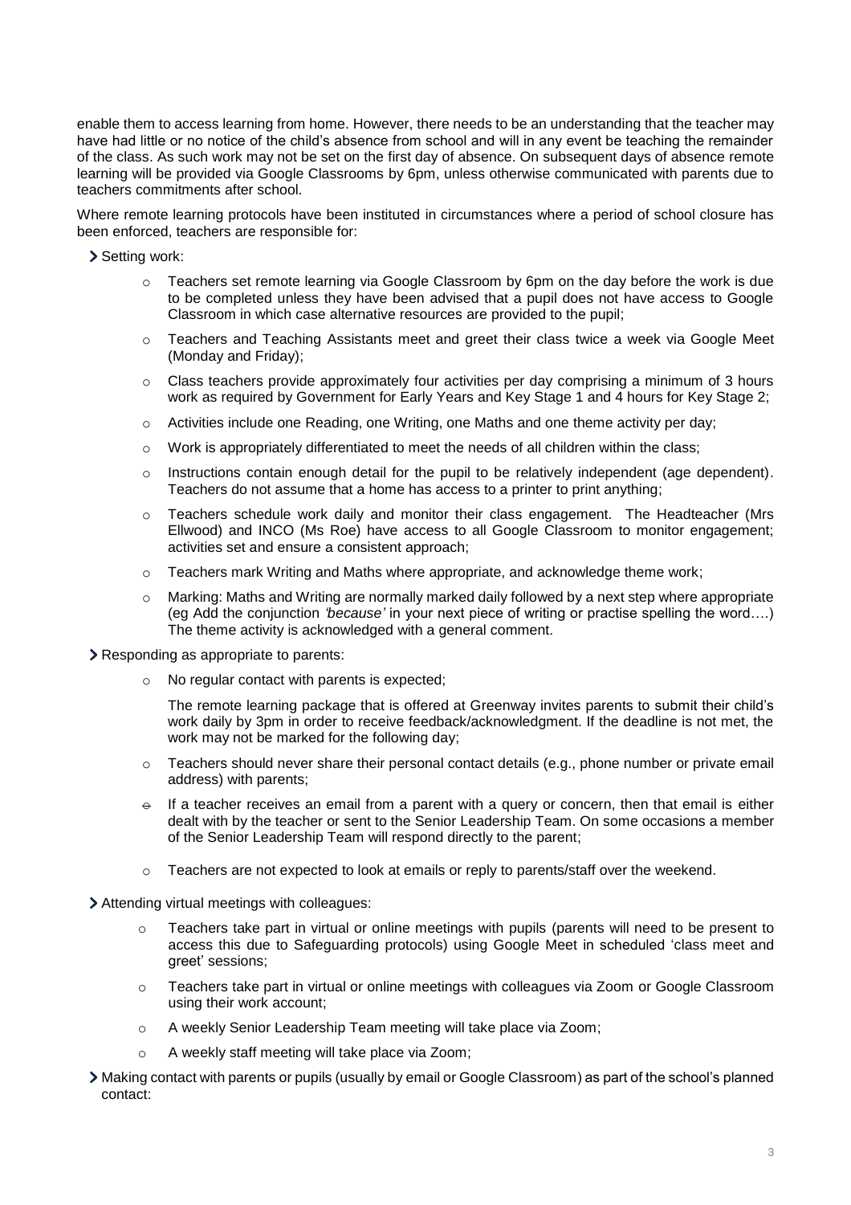enable them to access learning from home. However, there needs to be an understanding that the teacher may have had little or no notice of the child's absence from school and will in any event be teaching the remainder of the class. As such work may not be set on the first day of absence. On subsequent days of absence remote learning will be provided via Google Classrooms by 6pm, unless otherwise communicated with parents due to teachers commitments after school.

Where remote learning protocols have been instituted in circumstances where a period of school closure has been enforced, teachers are responsible for:

- Setting work:
  - Teachers set remote learning via Google Classroom by 6pm on the day before the work is due to be completed unless they have been advised that a pupil does not have access to Google Classroom in which case alternative resources are provided to the pupil;
  - Teachers and Teaching Assistants meet and greet their class twice a week via Google Meet (Monday and Friday);
  - Class teachers provide approximately four activities per day comprising a minimum of 3 hours work as required by Government for Early Years and Key Stage 1 and 4 hours for Key Stage 2;
  - Activities include one Reading, one Writing, one Maths and one theme activity per day;
  - Work is appropriately differentiated to meet the needs of all children within the class;
  - Instructions contain enough detail for the pupil to be relatively independent (age dependent). Teachers do not assume that a home has access to a printer to print anything;
  - Teachers schedule work daily and monitor their class engagement. The Headteacher (Mrs Ellwood) and INCO (Ms Roe) have access to all Google Classroom to monitor engagement; activities set and ensure a consistent approach;
  - Teachers mark Writing and Maths where appropriate, and acknowledge theme work;
  - Marking: Maths and Writing are normally marked daily followed by a next step where appropriate (eg Add the conjunction *'because'* in your next piece of writing or practise spelling the word….) The theme activity is acknowledged with a general comment.
- Responding as appropriate to parents:
  - No regular contact with parents is expected;

    The remote learning package that is offered at Greenway invites parents to submit their child's work daily by 3pm in order to receive feedback/acknowledgment. If the deadline is not met, the work may not be marked for the following day;
  - Teachers should never share their personal contact details (e.g., phone number or private email address) with parents;
  - If a teacher receives an email from a parent with a query or concern, then that email is either dealt with by the teacher or sent to the Senior Leadership Team. On some occasions a member of the Senior Leadership Team will respond directly to the parent;
  - Teachers are not expected to look at emails or reply to parents/staff over the weekend.
- Attending virtual meetings with colleagues:
  - Teachers take part in virtual or online meetings with pupils (parents will need to be present to access this due to Safeguarding protocols) using Google Meet in scheduled 'class meet and greet' sessions;
  - Teachers take part in virtual or online meetings with colleagues via Zoom or Google Classroom using their work account;
  - A weekly Senior Leadership Team meeting will take place via Zoom;
  - A weekly staff meeting will take place via Zoom;
- Making contact with parents or pupils (usually by email or Google Classroom) as part of the school's planned contact: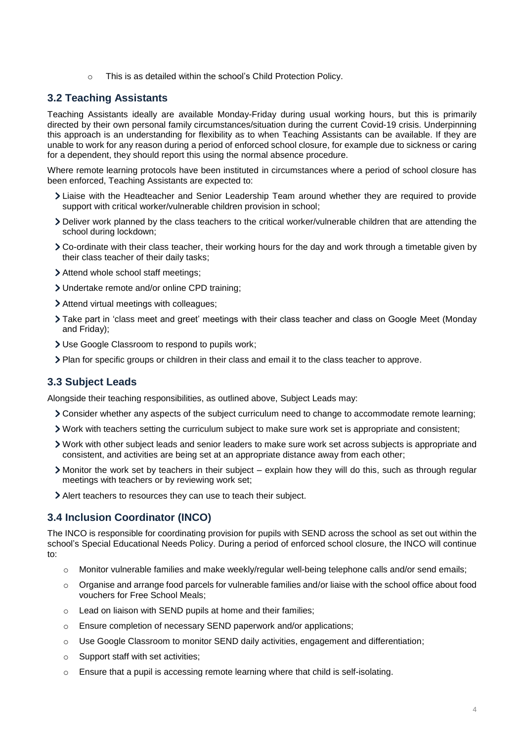- This is as detailed within the school's Child Protection Policy.

### 3.2 Teaching Assistants

Teaching Assistants ideally are available Monday-Friday during usual working hours, but this is primarily directed by their own personal family circumstances/situation during the current Covid-19 crisis. Underpinning this approach is an understanding for flexibility as to when Teaching Assistants can be available. If they are unable to work for any reason during a period of enforced school closure, for example due to sickness or caring for a dependent, they should report this using the normal absence procedure.

Where remote learning protocols have been instituted in circumstances where a period of school closure has been enforced, Teaching Assistants are expected to:

- Liaise with the Headteacher and Senior Leadership Team around whether they are required to provide support with critical worker/vulnerable children provision in school;
- Deliver work planned by the class teachers to the critical worker/vulnerable children that are attending the school during lockdown;
- Co-ordinate with their class teacher, their working hours for the day and work through a timetable given by their class teacher of their daily tasks;
- Attend whole school staff meetings;
- Undertake remote and/or online CPD training;
- Attend virtual meetings with colleagues;
- Take part in 'class meet and greet' meetings with their class teacher and class on Google Meet (Monday and Friday);
- Use Google Classroom to respond to pupils work;
- Plan for specific groups or children in their class and email it to the class teacher to approve.

### 3.3 Subject Leads

Alongside their teaching responsibilities, as outlined above, Subject Leads may:

- Consider whether any aspects of the subject curriculum need to change to accommodate remote learning;
- Work with teachers setting the curriculum subject to make sure work set is appropriate and consistent;
- Work with other subject leads and senior leaders to make sure work set across subjects is appropriate and consistent, and activities are being set at an appropriate distance away from each other;
- Monitor the work set by teachers in their subject – explain how they will do this, such as through regular meetings with teachers or by reviewing work set;
- Alert teachers to resources they can use to teach their subject.

### 3.4 Inclusion Coordinator (INCO)

The INCO is responsible for coordinating provision for pupils with SEND across the school as set out within the school's Special Educational Needs Policy. During a period of enforced school closure, the INCO will continue to:

- Monitor vulnerable families and make weekly/regular well-being telephone calls and/or send emails;
- Organise and arrange food parcels for vulnerable families and/or liaise with the school office about food vouchers for Free School Meals;
- Lead on liaison with SEND pupils at home and their families;
- Ensure completion of necessary SEND paperwork and/or applications;
- Use Google Classroom to monitor SEND daily activities, engagement and differentiation;
- Support staff with set activities;
- Ensure that a pupil is accessing remote learning where that child is self-isolating.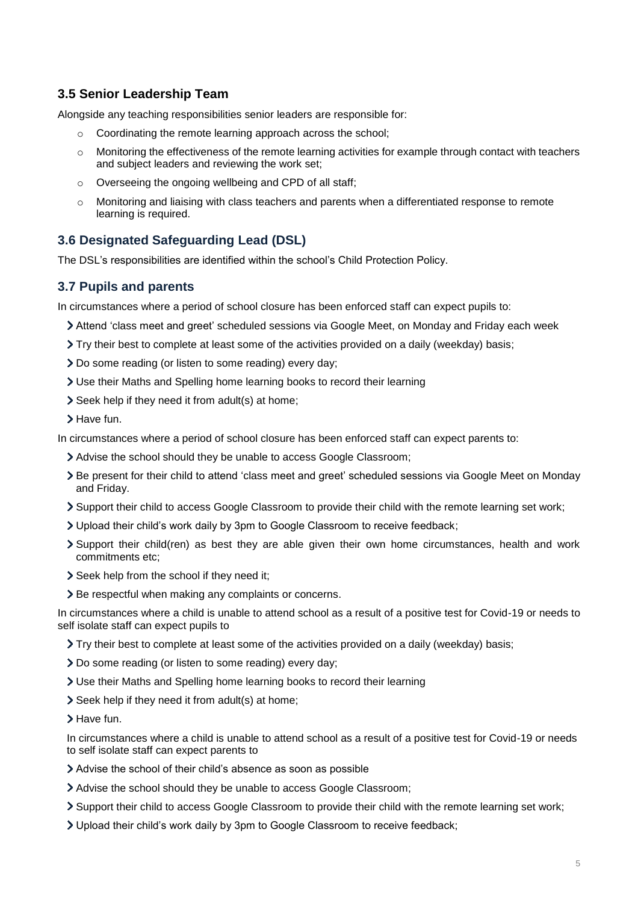### 3.5 Senior Leadership Team

Alongside any teaching responsibilities senior leaders are responsible for:

- Coordinating the remote learning approach across the school;
- Monitoring the effectiveness of the remote learning activities for example through contact with teachers and subject leaders and reviewing the work set;
- Overseeing the ongoing wellbeing and CPD of all staff;
- Monitoring and liaising with class teachers and parents when a differentiated response to remote learning is required.

### 3.6 Designated Safeguarding Lead (DSL)

The DSL's responsibilities are identified within the school's Child Protection Policy.

### 3.7 Pupils and parents

In circumstances where a period of school closure has been enforced staff can expect pupils to:

- Attend 'class meet and greet' scheduled sessions via Google Meet, on Monday and Friday each week
- Try their best to complete at least some of the activities provided on a daily (weekday) basis;
- Do some reading (or listen to some reading) every day;
- Use their Maths and Spelling home learning books to record their learning
- Seek help if they need it from adult(s) at home;
- Have fun.

In circumstances where a period of school closure has been enforced staff can expect parents to:

- Advise the school should they be unable to access Google Classroom;
- Be present for their child to attend 'class meet and greet' scheduled sessions via Google Meet on Monday and Friday.
- Support their child to access Google Classroom to provide their child with the remote learning set work;
- Upload their child's work daily by 3pm to Google Classroom to receive feedback;
- Support their child(ren) as best they are able given their own home circumstances, health and work commitments etc;
- Seek help from the school if they need it;
- Be respectful when making any complaints or concerns.

In circumstances where a child is unable to attend school as a result of a positive test for Covid-19 or needs to self isolate staff can expect pupils to

- Try their best to complete at least some of the activities provided on a daily (weekday) basis;
- Do some reading (or listen to some reading) every day;
- Use their Maths and Spelling home learning books to record their learning
- Seek help if they need it from adult(s) at home;
- Have fun.

In circumstances where a child is unable to attend school as a result of a positive test for Covid-19 or needs to self isolate staff can expect parents to

- Advise the school of their child's absence as soon as possible
- Advise the school should they be unable to access Google Classroom;
- Support their child to access Google Classroom to provide their child with the remote learning set work;
- Upload their child's work daily by 3pm to Google Classroom to receive feedback;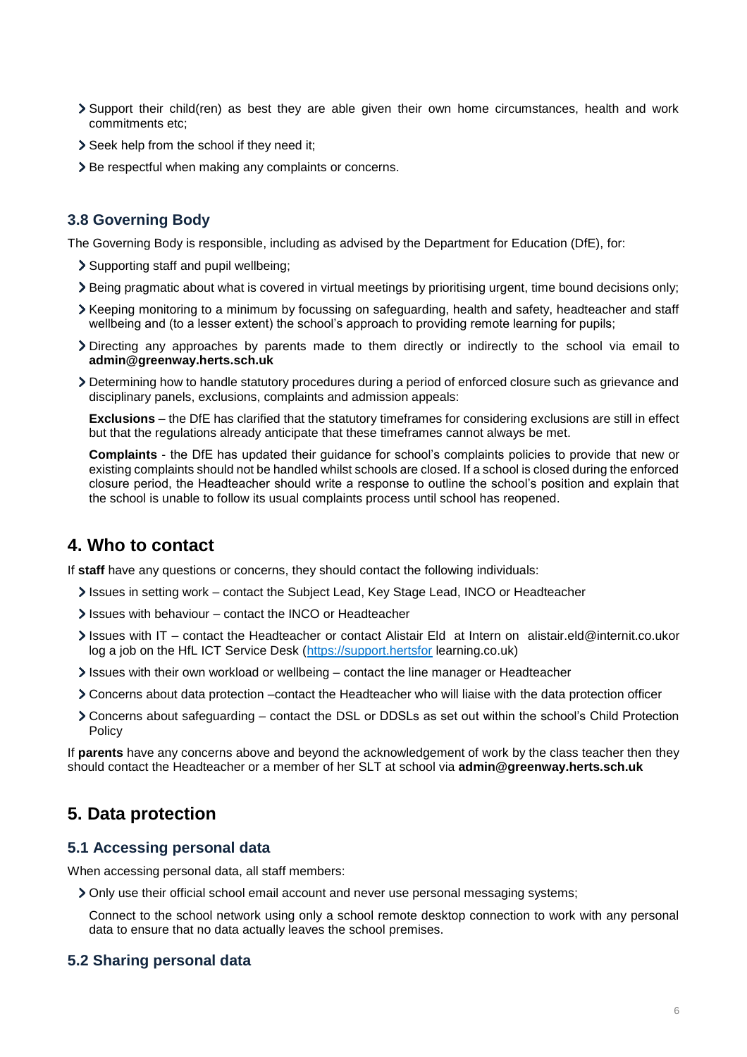- Support their child(ren) as best they are able given their own home circumstances, health and work commitments etc;
- Seek help from the school if they need it;
- Be respectful when making any complaints or concerns.

### 3.8 Governing Body

The Governing Body is responsible, including as advised by the Department for Education (DfE), for:

- Supporting staff and pupil wellbeing;
- Being pragmatic about what is covered in virtual meetings by prioritising urgent, time bound decisions only;
- Keeping monitoring to a minimum by focussing on safeguarding, health and safety, headteacher and staff wellbeing and (to a lesser extent) the school's approach to providing remote learning for pupils;
- Directing any approaches by parents made to them directly or indirectly to the school via email to **admin@greenway.herts.sch.uk**
- Determining how to handle statutory procedures during a period of enforced closure such as grievance and disciplinary panels, exclusions, complaints and admission appeals:

  **Exclusions** – the DfE has clarified that the statutory timeframes for considering exclusions are still in effect but that the regulations already anticipate that these timeframes cannot always be met.

  **Complaints** - the DfE has updated their guidance for school's complaints policies to provide that new or existing complaints should not be handled whilst schools are closed. If a school is closed during the enforced closure period, the Headteacher should write a response to outline the school's position and explain that the school is unable to follow its usual complaints process until school has reopened.

## 4. Who to contact

If **staff** have any questions or concerns, they should contact the following individuals:

- Issues in setting work – contact the Subject Lead, Key Stage Lead, INCO or Headteacher
- Issues with behaviour – contact the INCO or Headteacher
- Issues with IT – contact the Headteacher or contact Alistair Eld at Intern on alistair.eld@internit.co.ukor log a job on the HfL ICT Service Desk (https://support.hertsfor learning.co.uk)
- Issues with their own workload or wellbeing – contact the line manager or Headteacher
- Concerns about data protection –contact the Headteacher who will liaise with the data protection officer
- Concerns about safeguarding – contact the DSL or DDSLs as set out within the school's Child Protection Policy

If **parents** have any concerns above and beyond the acknowledgement of work by the class teacher then they should contact the Headteacher or a member of her SLT at school via **admin@greenway.herts.sch.uk**

## 5. Data protection

### 5.1 Accessing personal data

When accessing personal data, all staff members:

- Only use their official school email account and never use personal messaging systems;

  Connect to the school network using only a school remote desktop connection to work with any personal data to ensure that no data actually leaves the school premises.

### 5.2 Sharing personal data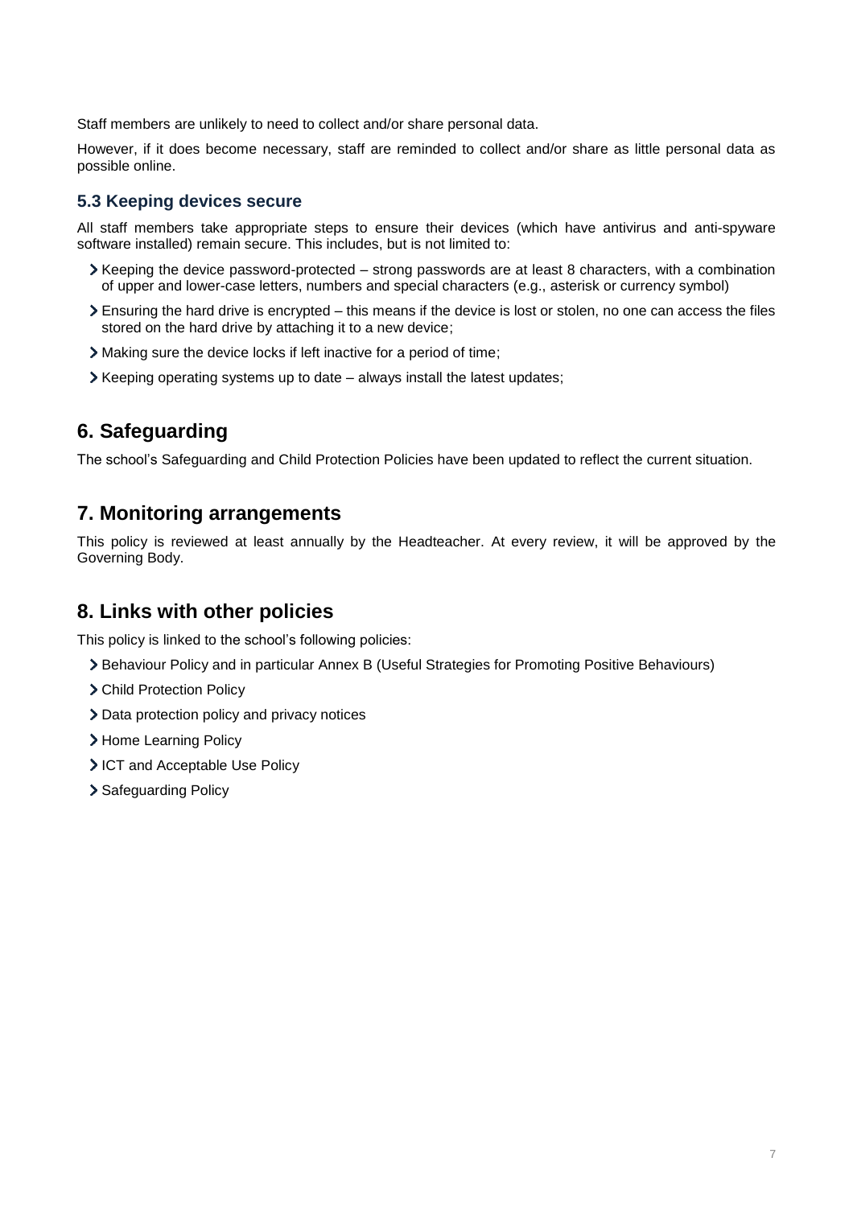Staff members are unlikely to need to collect and/or share personal data.

However, if it does become necessary, staff are reminded to collect and/or share as little personal data as possible online.

### 5.3 Keeping devices secure

All staff members take appropriate steps to ensure their devices (which have antivirus and anti-spyware software installed) remain secure. This includes, but is not limited to:

- Keeping the device password-protected – strong passwords are at least 8 characters, with a combination of upper and lower-case letters, numbers and special characters (e.g., asterisk or currency symbol)
- Ensuring the hard drive is encrypted – this means if the device is lost or stolen, no one can access the files stored on the hard drive by attaching it to a new device;
- Making sure the device locks if left inactive for a period of time;
- Keeping operating systems up to date – always install the latest updates;

## 6. Safeguarding

The school's Safeguarding and Child Protection Policies have been updated to reflect the current situation.

## 7. Monitoring arrangements

This policy is reviewed at least annually by the Headteacher. At every review, it will be approved by the Governing Body.

## 8. Links with other policies

This policy is linked to the school's following policies:

- Behaviour Policy and in particular Annex B (Useful Strategies for Promoting Positive Behaviours)
- Child Protection Policy
- Data protection policy and privacy notices
- Home Learning Policy
- ICT and Acceptable Use Policy
- Safeguarding Policy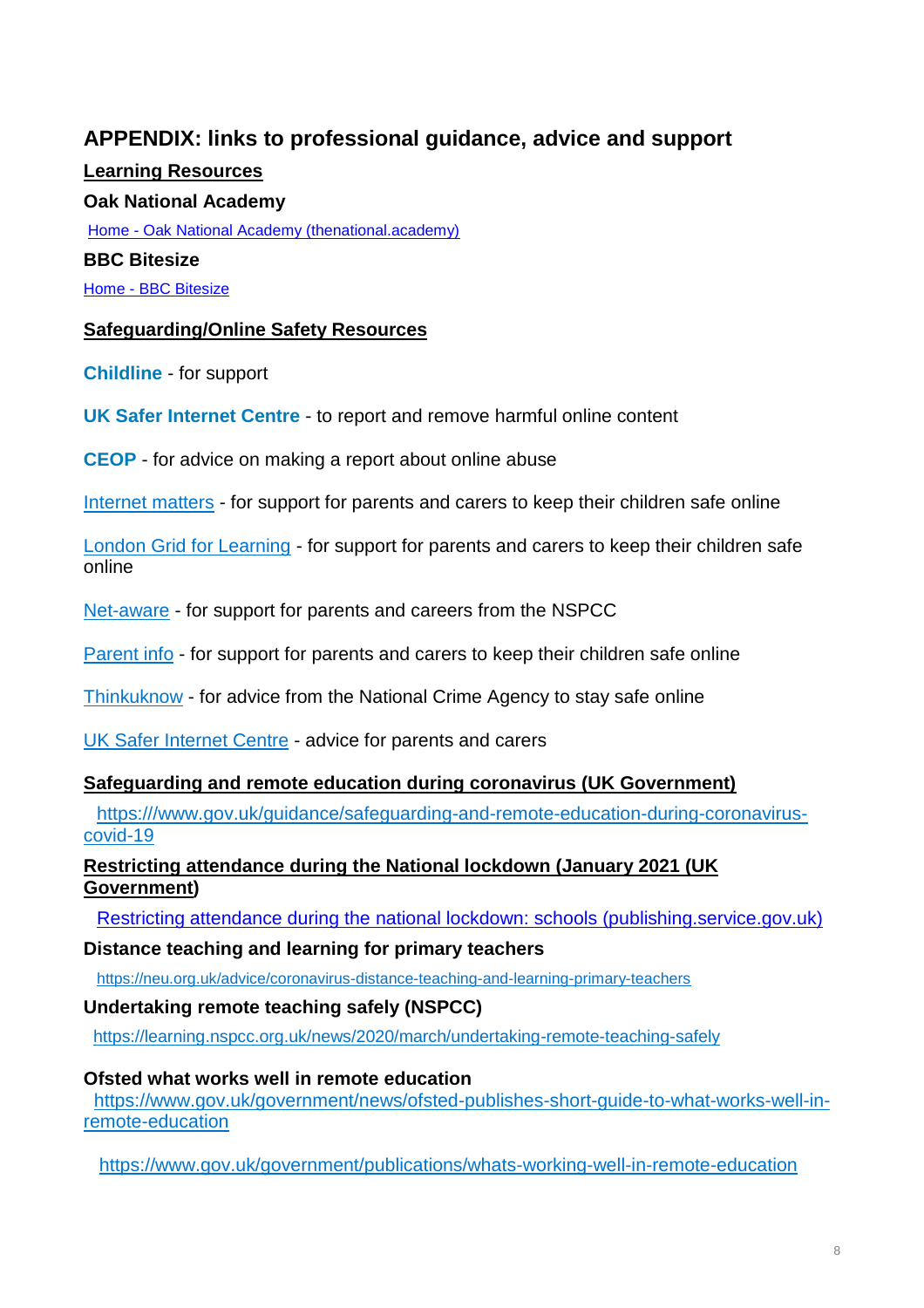## APPENDIX: links to professional guidance, advice and support

### Learning Resources

**Oak National Academy**

Home - Oak National Academy (thenational.academy)

**BBC Bitesize**

Home - BBC Bitesize

### Safeguarding/Online Safety Resources

**Childline** - for support

**UK Safer Internet Centre** - to report and remove harmful online content

**CEOP** - for advice on making a report about online abuse

Internet matters - for support for parents and carers to keep their children safe online

London Grid for Learning - for support for parents and carers to keep their children safe online

Net-aware - for support for parents and careers from the NSPCC

Parent info - for support for parents and carers to keep their children safe online

Thinkuknow - for advice from the National Crime Agency to stay safe online

UK Safer Internet Centre - advice for parents and carers

### Safeguarding and remote education during coronavirus (UK Government)

https:///www.gov.uk/guidance/safeguarding-and-remote-education-during-coronavirus-covid-19

### Restricting attendance during the National lockdown (January 2021 (UK Government)

Restricting attendance during the national lockdown: schools (publishing.service.gov.uk)

**Distance teaching and learning for primary teachers**

https://neu.org.uk/advice/coronavirus-distance-teaching-and-learning-primary-teachers

**Undertaking remote teaching safely (NSPCC)**

https://learning.nspcc.org.uk/news/2020/march/undertaking-remote-teaching-safely

**Ofsted what works well in remote education**

https://www.gov.uk/government/news/ofsted-publishes-short-guide-to-what-works-well-in-remote-education

https://www.gov.uk/government/publications/whats-working-well-in-remote-education